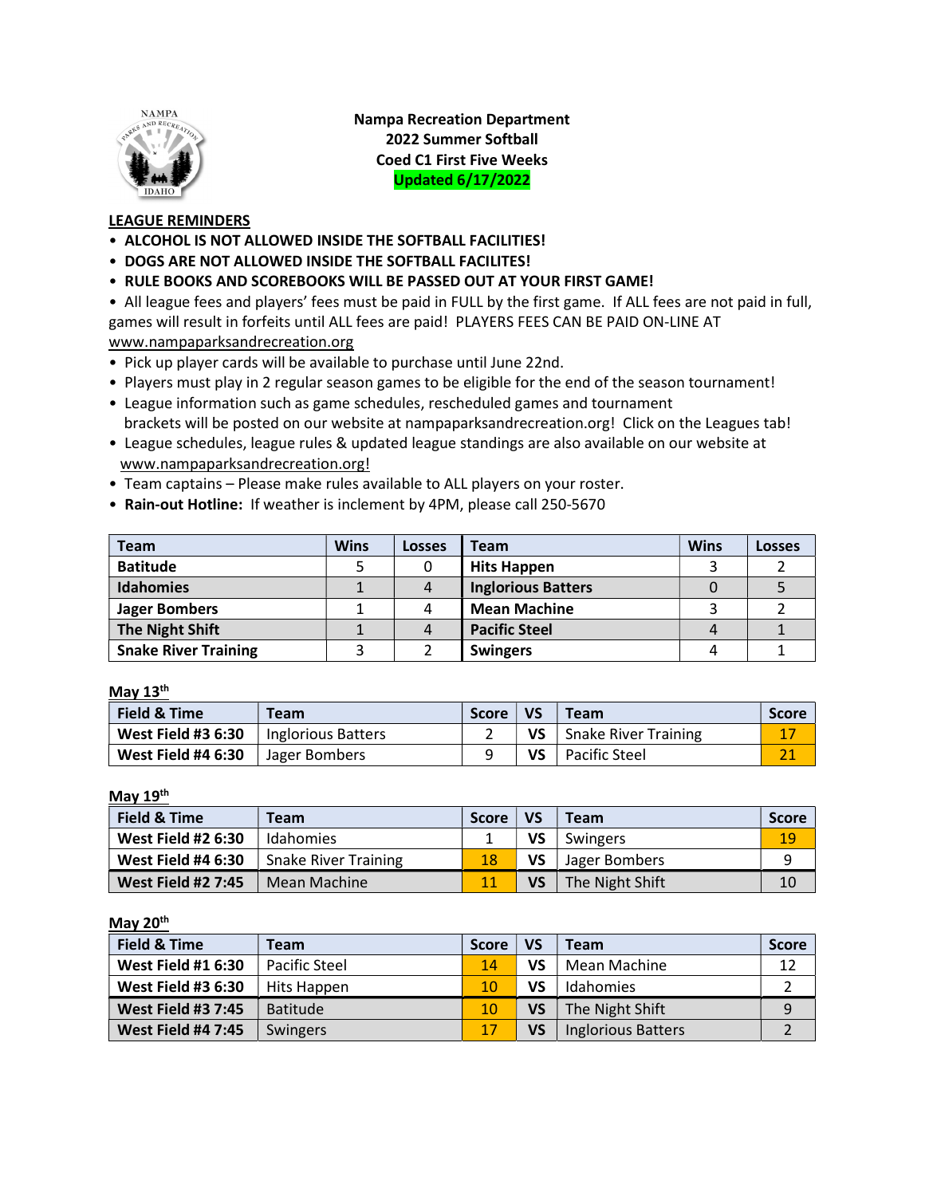# Nampa Recreation Department
## 2022 Summer Softball
## Coed C1 First Five Weeks
**Updated 6/17/2022**

## LEAGUE REMINDERS

- **ALCOHOL IS NOT ALLOWED INSIDE THE SOFTBALL FACILITIES!**
- **DOGS ARE NOT ALLOWED INSIDE THE SOFTBALL FACILITES!**
- **RULE BOOKS AND SCOREBOOKS WILL BE PASSED OUT AT YOUR FIRST GAME!**
- All league fees and players' fees must be paid in FULL by the first game. If ALL fees are not paid in full, games will result in forfeits until ALL fees are paid! PLAYERS FEES CAN BE PAID ON-LINE AT www.nampaparksandrecreation.org
- Pick up player cards will be available to purchase until June 22nd.
- Players must play in 2 regular season games to be eligible for the end of the season tournament!
- League information such as game schedules, rescheduled games and tournament brackets will be posted on our website at nampaparksandrecreation.org! Click on the Leagues tab!
- League schedules, league rules & updated league standings are also available on our website at www.nampaparksandrecreation.org!
- Team captains – Please make rules available to ALL players on your roster.
- **Rain-out Hotline:** If weather is inclement by 4PM, please call 250-5670

| Team | Wins | Losses | Team | Wins | Losses |
|---|---|---|---|---|---|
| **Batitude** | 5 | 0 | **Hits Happen** | 3 | 2 |
| **Idahomies** | 1 | 4 | **Inglorious Batters** | 0 | 5 |
| **Jager Bombers** | 1 | 4 | **Mean Machine** | 3 | 2 |
| **The Night Shift** | 1 | 4 | **Pacific Steel** | 4 | 1 |
| **Snake River Training** | 3 | 2 | **Swingers** | 4 | 1 |

**May 13th**

| Field & Time | Team | Score | VS | Team | Score |
|---|---|---|---|---|---|
| **West Field #3 6:30** | Inglorious Batters | 2 | **VS** | Snake River Training | 17 |
| **West Field #4 6:30** | Jager Bombers | 9 | **VS** | Pacific Steel | 21 |

**May 19th**

| Field & Time | Team | Score | VS | Team | Score |
|---|---|---|---|---|---|
| **West Field #2 6:30** | Idahomies | 1 | **VS** | Swingers | 19 |
| **West Field #4 6:30** | Snake River Training | 18 | **VS** | Jager Bombers | 9 |
| **West Field #2 7:45** | Mean Machine | 11 | **VS** | The Night Shift | 10 |

**May 20th**

| Field & Time | Team | Score | VS | Team | Score |
|---|---|---|---|---|---|
| **West Field #1 6:30** | Pacific Steel | 14 | **VS** | Mean Machine | 12 |
| **West Field #3 6:30** | Hits Happen | 10 | **VS** | Idahomies | 2 |
| **West Field #3 7:45** | Batitude | 10 | **VS** | The Night Shift | 9 |
| **West Field #4 7:45** | Swingers | 17 | **VS** | Inglorious Batters | 2 |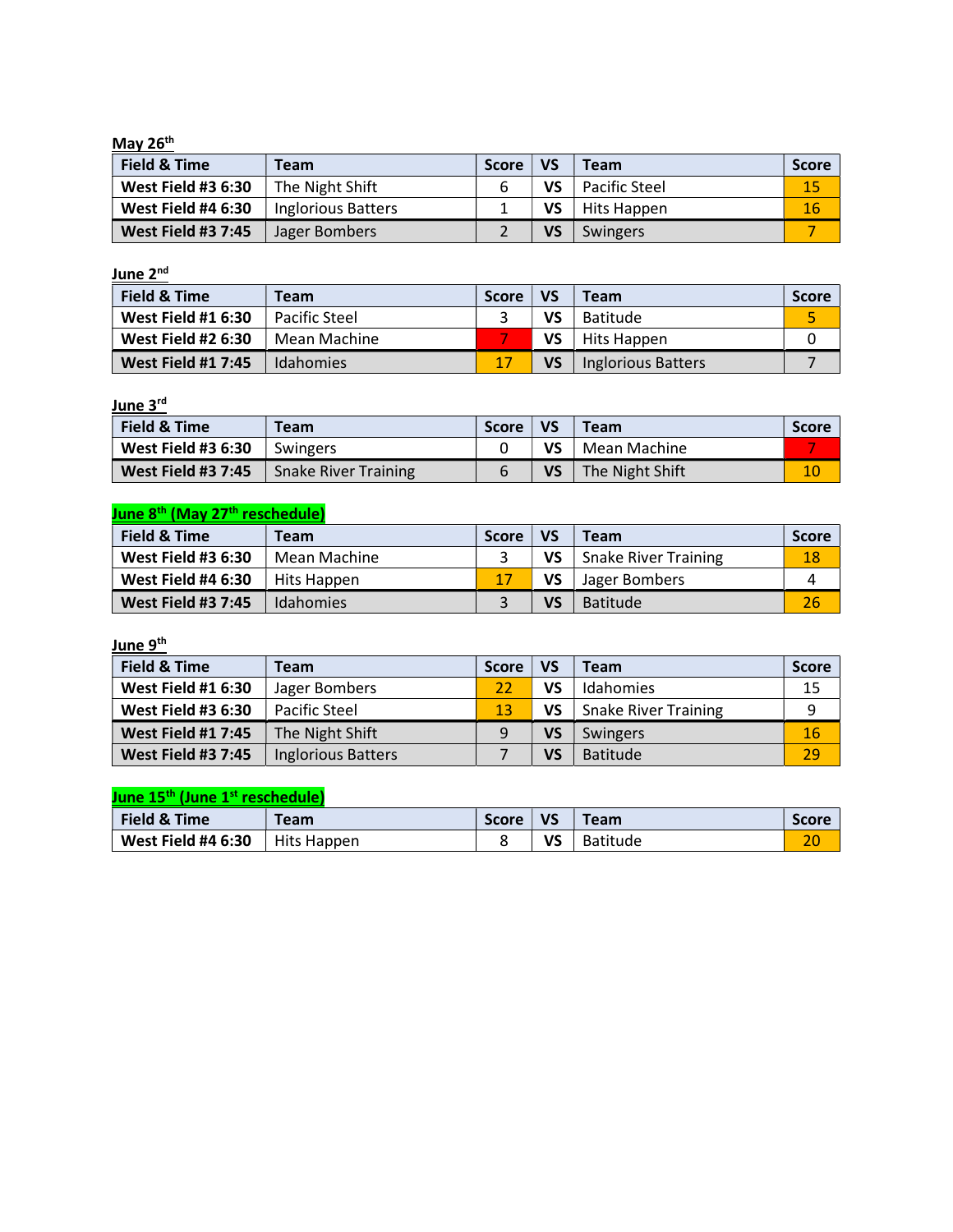**May 26th**

| Field & Time | Team | Score | VS | Team | Score |
|---|---|---|---|---|---|
| West Field #3 6:30 | The Night Shift | 6 | VS | Pacific Steel | 15 |
| West Field #4 6:30 | Inglorious Batters | 1 | VS | Hits Happen | 16 |
| West Field #3 7:45 | Jager Bombers | 2 | VS | Swingers | 7 |

**June 2nd**

| Field & Time | Team | Score | VS | Team | Score |
|---|---|---|---|---|---|
| West Field #1 6:30 | Pacific Steel | 3 | VS | Batitude | 5 |
| West Field #2 6:30 | Mean Machine | 7 | VS | Hits Happen | 0 |
| West Field #1 7:45 | Idahomies | 17 | VS | Inglorious Batters | 7 |

**June 3rd**

| Field & Time | Team | Score | VS | Team | Score |
|---|---|---|---|---|---|
| West Field #3 6:30 | Swingers | 0 | VS | Mean Machine | 7 |
| West Field #3 7:45 | Snake River Training | 6 | VS | The Night Shift | 10 |

**June 8th (May 27th reschedule)**

| Field & Time | Team | Score | VS | Team | Score |
|---|---|---|---|---|---|
| West Field #3 6:30 | Mean Machine | 3 | VS | Snake River Training | 18 |
| West Field #4 6:30 | Hits Happen | 17 | VS | Jager Bombers | 4 |
| West Field #3 7:45 | Idahomies | 3 | VS | Batitude | 26 |

**June 9th**

| Field & Time | Team | Score | VS | Team | Score |
|---|---|---|---|---|---|
| West Field #1 6:30 | Jager Bombers | 22 | VS | Idahomies | 15 |
| West Field #3 6:30 | Pacific Steel | 13 | VS | Snake River Training | 9 |
| West Field #1 7:45 | The Night Shift | 9 | VS | Swingers | 16 |
| West Field #3 7:45 | Inglorious Batters | 7 | VS | Batitude | 29 |

**June 15th (June 1st reschedule)**

| Field & Time | Team | Score | VS | Team | Score |
|---|---|---|---|---|---|
| West Field #4 6:30 | Hits Happen | 8 | VS | Batitude | 20 |